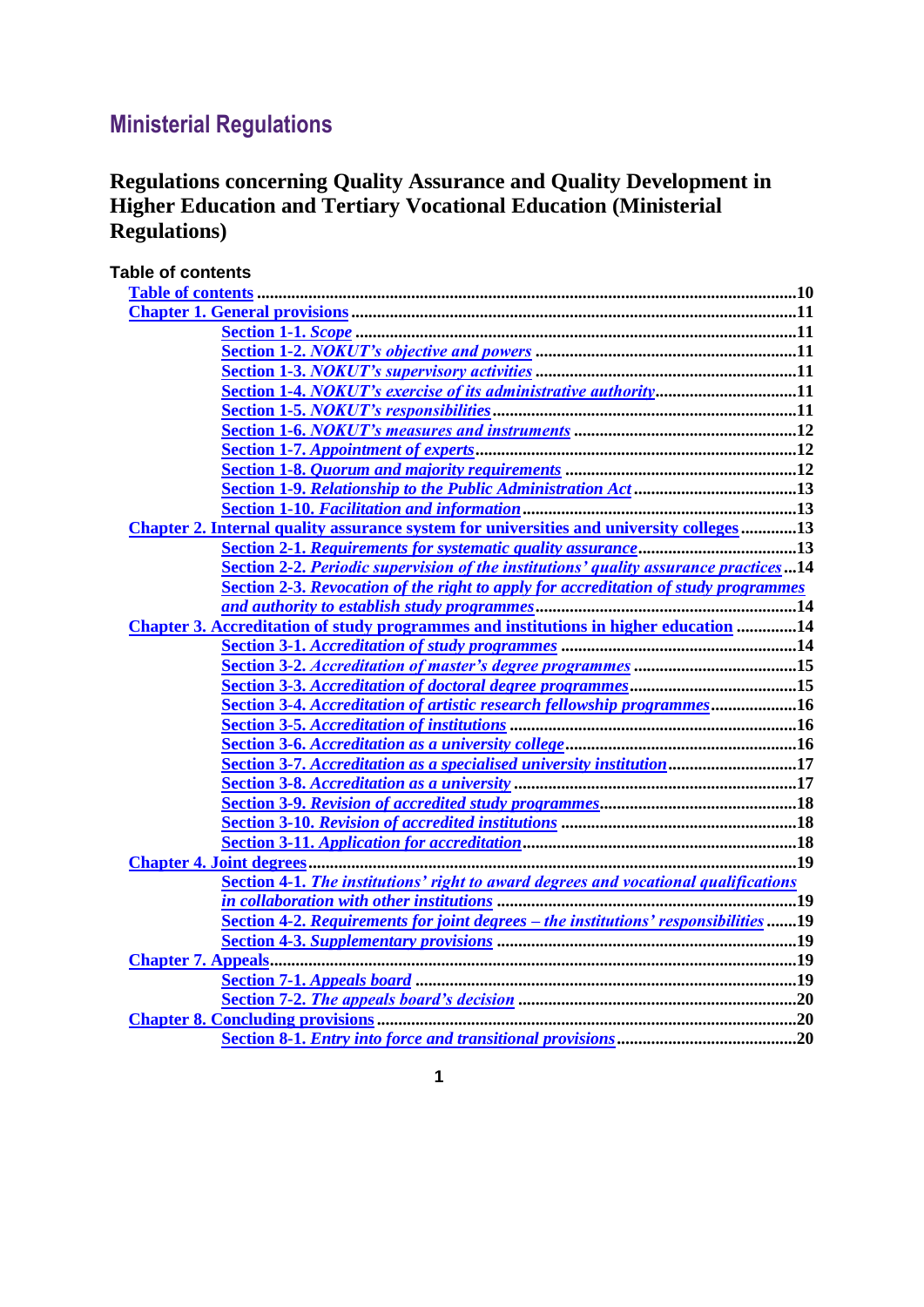# Ministerial Regulations

## Regulations concerning Quality Assurance and Quality Development in Higher Education and Tertiary Vocational Education (Ministerial Regulations)

### Table of contents

- Table of contents ....10
- Chapter 1. General provisions ....11
  - Section 1-1. *Scope* ....11
  - Section 1-2. *NOKUT's objective and powers* ....11
  - Section 1-3. *NOKUT's supervisory activities* ....11
  - Section 1-4. *NOKUT's exercise of its administrative authority* ....11
  - Section 1-5. *NOKUT's responsibilities* ....11
  - Section 1-6. *NOKUT's measures and instruments* ....12
  - Section 1-7. *Appointment of experts* ....12
  - Section 1-8. *Quorum and majority requirements* ....12
  - Section 1-9. *Relationship to the Public Administration Act* ....13
  - Section 1-10. *Facilitation and information* ....13
- Chapter 2. Internal quality assurance system for universities and university colleges ....13
  - Section 2-1. *Requirements for systematic quality assurance* ....13
  - Section 2-2. *Periodic supervision of the institutions' quality assurance practices* ....14
  - Section 2-3. *Revocation of the right to apply for accreditation of study programmes and authority to establish study programmes* ....14
- Chapter 3. Accreditation of study programmes and institutions in higher education ....14
  - Section 3-1. *Accreditation of study programmes* ....14
  - Section 3-2. *Accreditation of master's degree programmes* ....15
  - Section 3-3. *Accreditation of doctoral degree programmes* ....15
  - Section 3-4. *Accreditation of artistic research fellowship programmes* ....16
  - Section 3-5. *Accreditation of institutions* ....16
  - Section 3-6. *Accreditation as a university college* ....16
  - Section 3-7. *Accreditation as a specialised university institution* ....17
  - Section 3-8. *Accreditation as a university* ....17
  - Section 3-9. *Revision of accredited study programmes* ....18
  - Section 3-10. *Revision of accredited institutions* ....18
  - Section 3-11. *Application for accreditation* ....18
- Chapter 4. Joint degrees ....19
  - Section 4-1. *The institutions' right to award degrees and vocational qualifications in collaboration with other institutions* ....19
  - Section 4-2. *Requirements for joint degrees – the institutions' responsibilities* ....19
  - Section 4-3. *Supplementary provisions* ....19
- Chapter 7. Appeals ....19
  - Section 7-1. *Appeals board* ....19
  - Section 7-2. *The appeals board's decision* ....20
- Chapter 8. Concluding provisions ....20
  - Section 8-1. *Entry into force and transitional provisions* ....20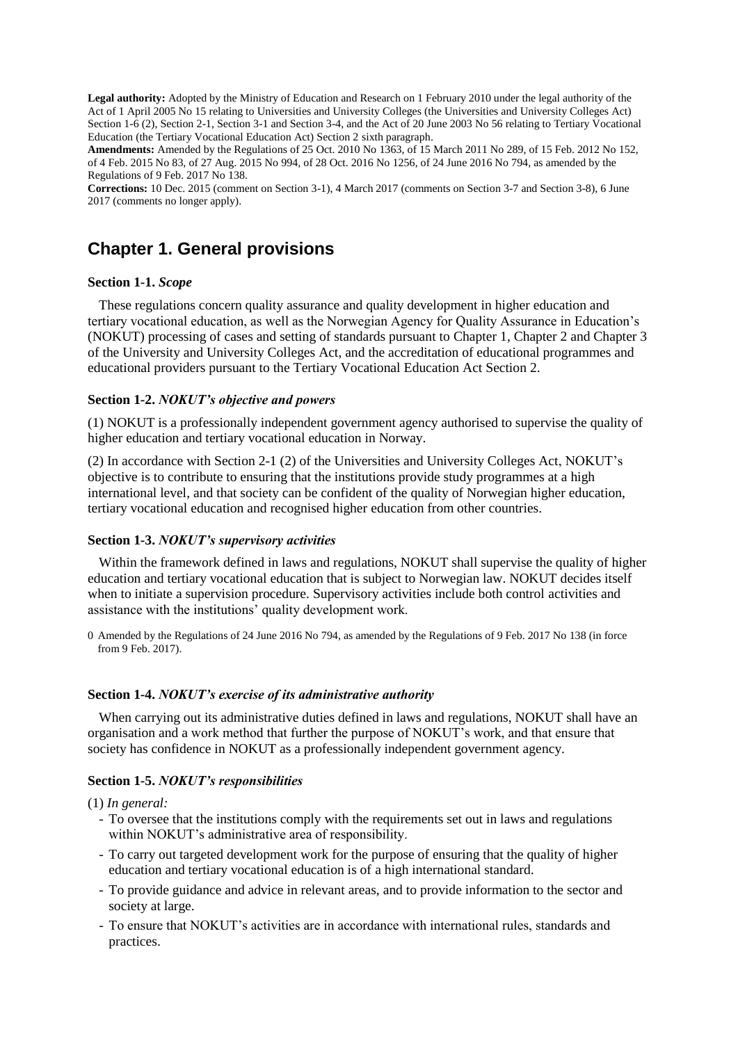**Legal authority:** Adopted by the Ministry of Education and Research on 1 February 2010 under the legal authority of the Act of 1 April 2005 No 15 relating to Universities and University Colleges (the Universities and University Colleges Act) Section 1-6 (2), Section 2-1, Section 3-1 and Section 3-4, and the Act of 20 June 2003 No 56 relating to Tertiary Vocational Education (the Tertiary Vocational Education Act) Section 2 sixth paragraph.

**Amendments:** Amended by the Regulations of 25 Oct. 2010 No 1363, of 15 March 2011 No 289, of 15 Feb. 2012 No 152, of 4 Feb. 2015 No 83, of 27 Aug. 2015 No 994, of 28 Oct. 2016 No 1256, of 24 June 2016 No 794, as amended by the Regulations of 9 Feb. 2017 No 138.

**Corrections:** 10 Dec. 2015 (comment on Section 3-1), 4 March 2017 (comments on Section 3-7 and Section 3-8), 6 June 2017 (comments no longer apply).

## Chapter 1. General provisions

#### Section 1-1. *Scope*

These regulations concern quality assurance and quality development in higher education and tertiary vocational education, as well as the Norwegian Agency for Quality Assurance in Education's (NOKUT) processing of cases and setting of standards pursuant to Chapter 1, Chapter 2 and Chapter 3 of the University and University Colleges Act, and the accreditation of educational programmes and educational providers pursuant to the Tertiary Vocational Education Act Section 2.

#### Section 1-2. *NOKUT's objective and powers*

(1) NOKUT is a professionally independent government agency authorised to supervise the quality of higher education and tertiary vocational education in Norway.

(2) In accordance with Section 2-1 (2) of the Universities and University Colleges Act, NOKUT's objective is to contribute to ensuring that the institutions provide study programmes at a high international level, and that society can be confident of the quality of Norwegian higher education, tertiary vocational education and recognised higher education from other countries.

#### Section 1-3. *NOKUT's supervisory activities*

Within the framework defined in laws and regulations, NOKUT shall supervise the quality of higher education and tertiary vocational education that is subject to Norwegian law. NOKUT decides itself when to initiate a supervision procedure. Supervisory activities include both control activities and assistance with the institutions' quality development work.

0 Amended by the Regulations of 24 June 2016 No 794, as amended by the Regulations of 9 Feb. 2017 No 138 (in force from 9 Feb. 2017).

#### Section 1-4. *NOKUT's exercise of its administrative authority*

When carrying out its administrative duties defined in laws and regulations, NOKUT shall have an organisation and a work method that further the purpose of NOKUT's work, and that ensure that society has confidence in NOKUT as a professionally independent government agency.

#### Section 1-5. *NOKUT's responsibilities*

(1) *In general:*

- To oversee that the institutions comply with the requirements set out in laws and regulations within NOKUT's administrative area of responsibility.
- To carry out targeted development work for the purpose of ensuring that the quality of higher education and tertiary vocational education is of a high international standard.
- To provide guidance and advice in relevant areas, and to provide information to the sector and society at large.
- To ensure that NOKUT's activities are in accordance with international rules, standards and practices.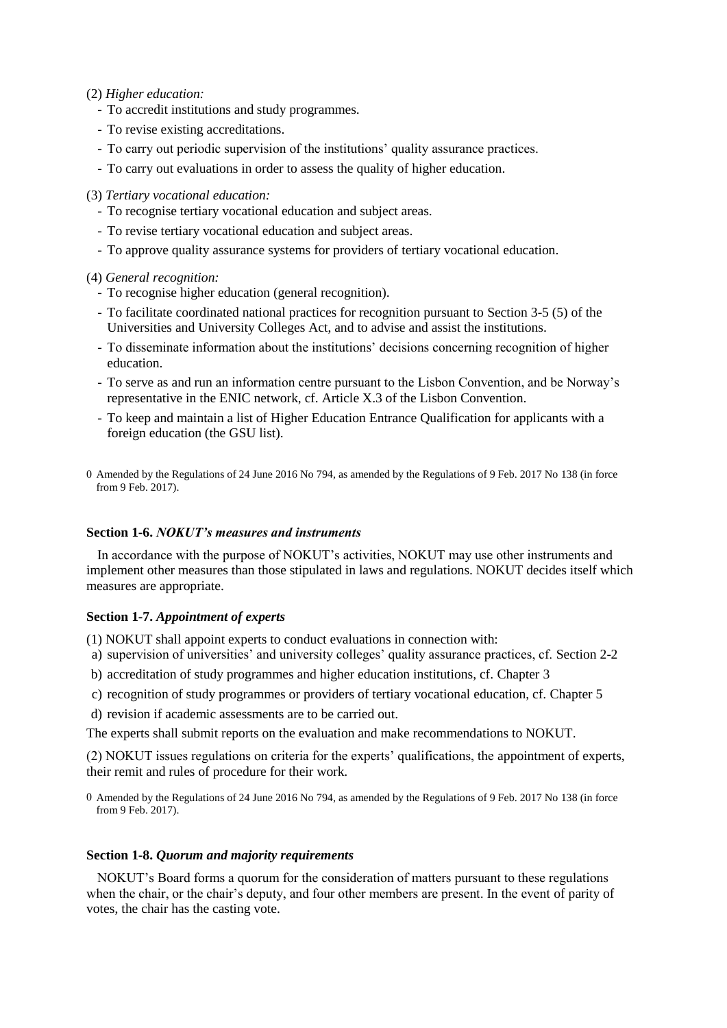(2) *Higher education:*

- To accredit institutions and study programmes.
- To revise existing accreditations.
- To carry out periodic supervision of the institutions' quality assurance practices.
- To carry out evaluations in order to assess the quality of higher education.

(3) *Tertiary vocational education:*

- To recognise tertiary vocational education and subject areas.
- To revise tertiary vocational education and subject areas.
- To approve quality assurance systems for providers of tertiary vocational education.

(4) *General recognition:*

- To recognise higher education (general recognition).
- To facilitate coordinated national practices for recognition pursuant to Section 3-5 (5) of the Universities and University Colleges Act, and to advise and assist the institutions.
- To disseminate information about the institutions' decisions concerning recognition of higher education.
- To serve as and run an information centre pursuant to the Lisbon Convention, and be Norway's representative in the ENIC network, cf. Article X.3 of the Lisbon Convention.
- To keep and maintain a list of Higher Education Entrance Qualification for applicants with a foreign education (the GSU list).

0 Amended by the Regulations of 24 June 2016 No 794, as amended by the Regulations of 9 Feb. 2017 No 138 (in force from 9 Feb. 2017).

**Section 1-6.** ***NOKUT's measures and instruments***

In accordance with the purpose of NOKUT's activities, NOKUT may use other instruments and implement other measures than those stipulated in laws and regulations. NOKUT decides itself which measures are appropriate.

**Section 1-7.** ***Appointment of experts***

(1) NOKUT shall appoint experts to conduct evaluations in connection with:

a) supervision of universities' and university colleges' quality assurance practices, cf. Section 2-2

b) accreditation of study programmes and higher education institutions, cf. Chapter 3

c) recognition of study programmes or providers of tertiary vocational education, cf. Chapter 5

d) revision if academic assessments are to be carried out.

The experts shall submit reports on the evaluation and make recommendations to NOKUT.

(2) NOKUT issues regulations on criteria for the experts' qualifications, the appointment of experts, their remit and rules of procedure for their work.

0 Amended by the Regulations of 24 June 2016 No 794, as amended by the Regulations of 9 Feb. 2017 No 138 (in force from 9 Feb. 2017).

**Section 1-8.** ***Quorum and majority requirements***

NOKUT's Board forms a quorum for the consideration of matters pursuant to these regulations when the chair, or the chair's deputy, and four other members are present. In the event of parity of votes, the chair has the casting vote.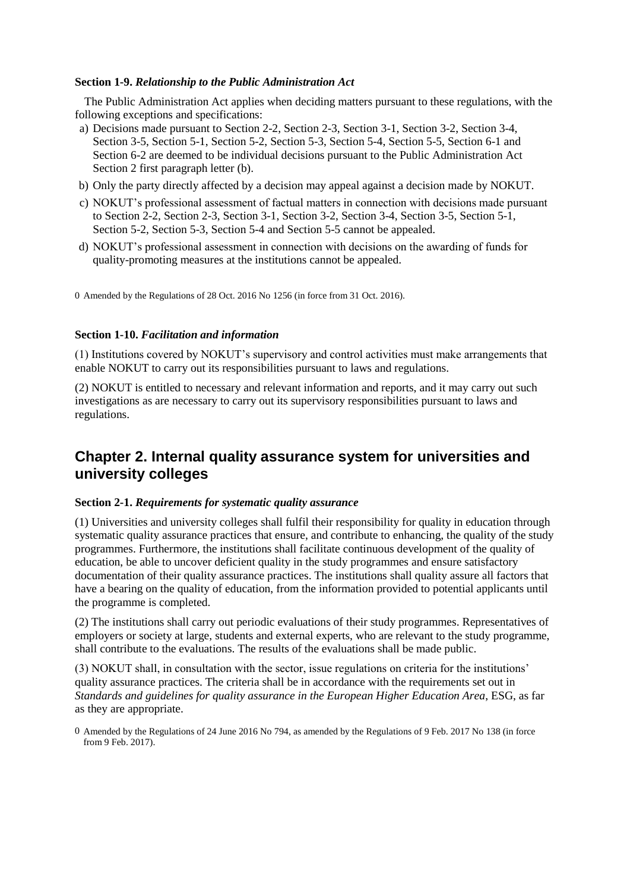**Section 1-9.** ***Relationship to the Public Administration Act***

The Public Administration Act applies when deciding matters pursuant to these regulations, with the following exceptions and specifications:

a) Decisions made pursuant to Section 2-2, Section 2-3, Section 3-1, Section 3-2, Section 3-4, Section 3-5, Section 5-1, Section 5-2, Section 5-3, Section 5-4, Section 5-5, Section 6-1 and Section 6-2 are deemed to be individual decisions pursuant to the Public Administration Act Section 2 first paragraph letter (b).

b) Only the party directly affected by a decision may appeal against a decision made by NOKUT.

c) NOKUT's professional assessment of factual matters in connection with decisions made pursuant to Section 2-2, Section 2-3, Section 3-1, Section 3-2, Section 3-4, Section 3-5, Section 5-1, Section 5-2, Section 5-3, Section 5-4 and Section 5-5 cannot be appealed.

d) NOKUT's professional assessment in connection with decisions on the awarding of funds for quality-promoting measures at the institutions cannot be appealed.

0 Amended by the Regulations of 28 Oct. 2016 No 1256 (in force from 31 Oct. 2016).

**Section 1-10.** ***Facilitation and information***

(1) Institutions covered by NOKUT's supervisory and control activities must make arrangements that enable NOKUT to carry out its responsibilities pursuant to laws and regulations.

(2) NOKUT is entitled to necessary and relevant information and reports, and it may carry out such investigations as are necessary to carry out its supervisory responsibilities pursuant to laws and regulations.

## Chapter 2. Internal quality assurance system for universities and university colleges

**Section 2-1.** ***Requirements for systematic quality assurance***

(1) Universities and university colleges shall fulfil their responsibility for quality in education through systematic quality assurance practices that ensure, and contribute to enhancing, the quality of the study programmes. Furthermore, the institutions shall facilitate continuous development of the quality of education, be able to uncover deficient quality in the study programmes and ensure satisfactory documentation of their quality assurance practices. The institutions shall quality assure all factors that have a bearing on the quality of education, from the information provided to potential applicants until the programme is completed.

(2) The institutions shall carry out periodic evaluations of their study programmes. Representatives of employers or society at large, students and external experts, who are relevant to the study programme, shall contribute to the evaluations. The results of the evaluations shall be made public.

(3) NOKUT shall, in consultation with the sector, issue regulations on criteria for the institutions' quality assurance practices. The criteria shall be in accordance with the requirements set out in *Standards and guidelines for quality assurance in the European Higher Education Area*, ESG, as far as they are appropriate.

0 Amended by the Regulations of 24 June 2016 No 794, as amended by the Regulations of 9 Feb. 2017 No 138 (in force from 9 Feb. 2017).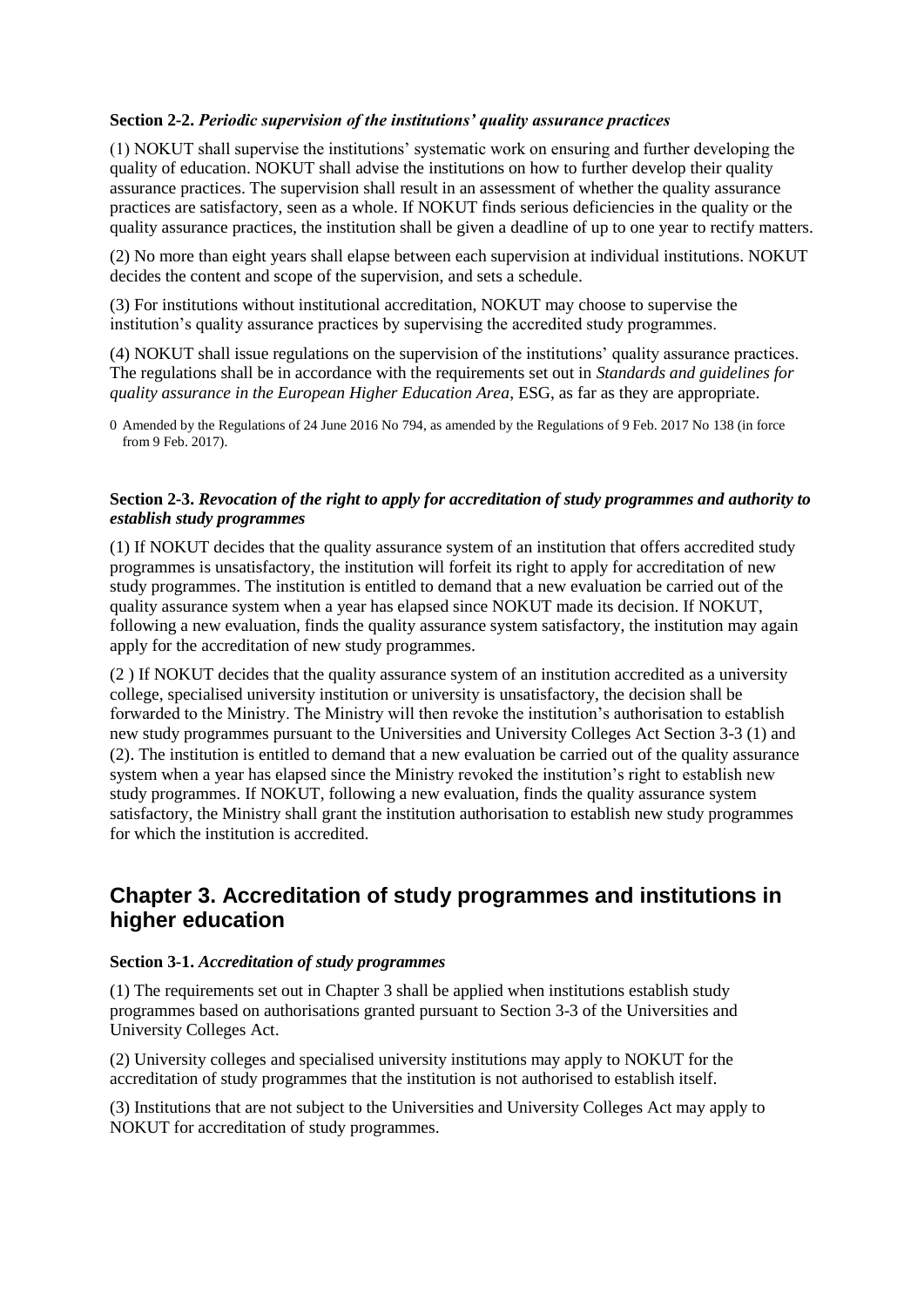**Section 2-2.** ***Periodic supervision of the institutions' quality assurance practices***

(1) NOKUT shall supervise the institutions' systematic work on ensuring and further developing the quality of education. NOKUT shall advise the institutions on how to further develop their quality assurance practices. The supervision shall result in an assessment of whether the quality assurance practices are satisfactory, seen as a whole. If NOKUT finds serious deficiencies in the quality or the quality assurance practices, the institution shall be given a deadline of up to one year to rectify matters.

(2) No more than eight years shall elapse between each supervision at individual institutions. NOKUT decides the content and scope of the supervision, and sets a schedule.

(3) For institutions without institutional accreditation, NOKUT may choose to supervise the institution's quality assurance practices by supervising the accredited study programmes.

(4) NOKUT shall issue regulations on the supervision of the institutions' quality assurance practices. The regulations shall be in accordance with the requirements set out in *Standards and guidelines for quality assurance in the European Higher Education Area*, ESG, as far as they are appropriate.

0 Amended by the Regulations of 24 June 2016 No 794, as amended by the Regulations of 9 Feb. 2017 No 138 (in force from 9 Feb. 2017).

**Section 2-3.** ***Revocation of the right to apply for accreditation of study programmes and authority to establish study programmes***

(1) If NOKUT decides that the quality assurance system of an institution that offers accredited study programmes is unsatisfactory, the institution will forfeit its right to apply for accreditation of new study programmes. The institution is entitled to demand that a new evaluation be carried out of the quality assurance system when a year has elapsed since NOKUT made its decision. If NOKUT, following a new evaluation, finds the quality assurance system satisfactory, the institution may again apply for the accreditation of new study programmes.

(2 ) If NOKUT decides that the quality assurance system of an institution accredited as a university college, specialised university institution or university is unsatisfactory, the decision shall be forwarded to the Ministry. The Ministry will then revoke the institution's authorisation to establish new study programmes pursuant to the Universities and University Colleges Act Section 3-3 (1) and (2). The institution is entitled to demand that a new evaluation be carried out of the quality assurance system when a year has elapsed since the Ministry revoked the institution's right to establish new study programmes. If NOKUT, following a new evaluation, finds the quality assurance system satisfactory, the Ministry shall grant the institution authorisation to establish new study programmes for which the institution is accredited.

## Chapter 3. Accreditation of study programmes and institutions in higher education

**Section 3-1.** ***Accreditation of study programmes***

(1) The requirements set out in Chapter 3 shall be applied when institutions establish study programmes based on authorisations granted pursuant to Section 3-3 of the Universities and University Colleges Act.

(2) University colleges and specialised university institutions may apply to NOKUT for the accreditation of study programmes that the institution is not authorised to establish itself.

(3) Institutions that are not subject to the Universities and University Colleges Act may apply to NOKUT for accreditation of study programmes.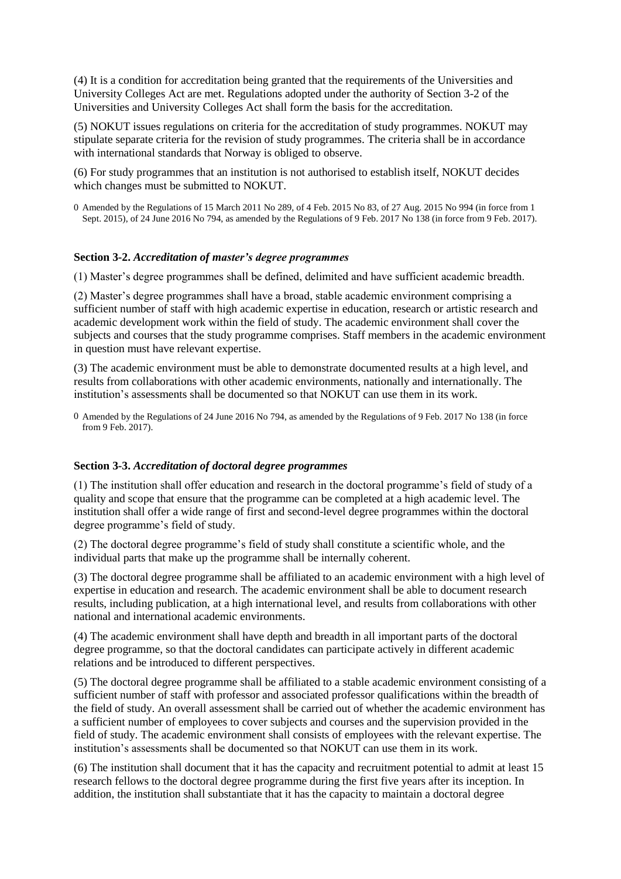(4) It is a condition for accreditation being granted that the requirements of the Universities and University Colleges Act are met. Regulations adopted under the authority of Section 3-2 of the Universities and University Colleges Act shall form the basis for the accreditation.

(5) NOKUT issues regulations on criteria for the accreditation of study programmes. NOKUT may stipulate separate criteria for the revision of study programmes. The criteria shall be in accordance with international standards that Norway is obliged to observe.

(6) For study programmes that an institution is not authorised to establish itself, NOKUT decides which changes must be submitted to NOKUT.

0 Amended by the Regulations of 15 March 2011 No 289, of 4 Feb. 2015 No 83, of 27 Aug. 2015 No 994 (in force from 1 Sept. 2015), of 24 June 2016 No 794, as amended by the Regulations of 9 Feb. 2017 No 138 (in force from 9 Feb. 2017).

### Section 3-2. *Accreditation of master's degree programmes*

(1) Master's degree programmes shall be defined, delimited and have sufficient academic breadth.

(2) Master's degree programmes shall have a broad, stable academic environment comprising a sufficient number of staff with high academic expertise in education, research or artistic research and academic development work within the field of study. The academic environment shall cover the subjects and courses that the study programme comprises. Staff members in the academic environment in question must have relevant expertise.

(3) The academic environment must be able to demonstrate documented results at a high level, and results from collaborations with other academic environments, nationally and internationally. The institution's assessments shall be documented so that NOKUT can use them in its work.

0 Amended by the Regulations of 24 June 2016 No 794, as amended by the Regulations of 9 Feb. 2017 No 138 (in force from 9 Feb. 2017).

### Section 3-3. *Accreditation of doctoral degree programmes*

(1) The institution shall offer education and research in the doctoral programme's field of study of a quality and scope that ensure that the programme can be completed at a high academic level. The institution shall offer a wide range of first and second-level degree programmes within the doctoral degree programme's field of study.

(2) The doctoral degree programme's field of study shall constitute a scientific whole, and the individual parts that make up the programme shall be internally coherent.

(3) The doctoral degree programme shall be affiliated to an academic environment with a high level of expertise in education and research. The academic environment shall be able to document research results, including publication, at a high international level, and results from collaborations with other national and international academic environments.

(4) The academic environment shall have depth and breadth in all important parts of the doctoral degree programme, so that the doctoral candidates can participate actively in different academic relations and be introduced to different perspectives.

(5) The doctoral degree programme shall be affiliated to a stable academic environment consisting of a sufficient number of staff with professor and associated professor qualifications within the breadth of the field of study. An overall assessment shall be carried out of whether the academic environment has a sufficient number of employees to cover subjects and courses and the supervision provided in the field of study. The academic environment shall consists of employees with the relevant expertise. The institution's assessments shall be documented so that NOKUT can use them in its work.

(6) The institution shall document that it has the capacity and recruitment potential to admit at least 15 research fellows to the doctoral degree programme during the first five years after its inception. In addition, the institution shall substantiate that it has the capacity to maintain a doctoral degree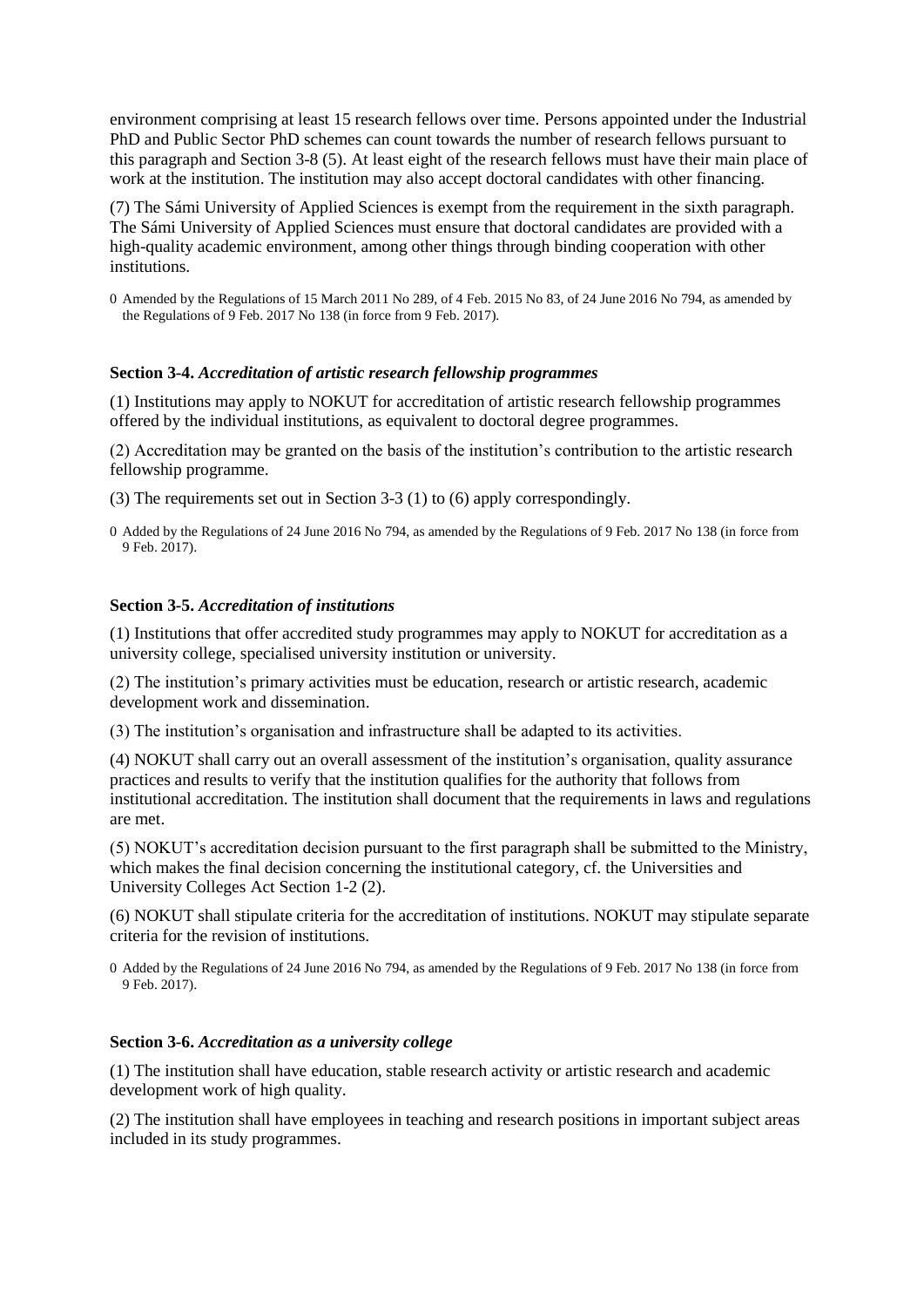environment comprising at least 15 research fellows over time. Persons appointed under the Industrial PhD and Public Sector PhD schemes can count towards the number of research fellows pursuant to this paragraph and Section 3-8 (5). At least eight of the research fellows must have their main place of work at the institution. The institution may also accept doctoral candidates with other financing.

(7) The Sámi University of Applied Sciences is exempt from the requirement in the sixth paragraph. The Sámi University of Applied Sciences must ensure that doctoral candidates are provided with a high-quality academic environment, among other things through binding cooperation with other institutions.

0 Amended by the Regulations of 15 March 2011 No 289, of 4 Feb. 2015 No 83, of 24 June 2016 No 794, as amended by the Regulations of 9 Feb. 2017 No 138 (in force from 9 Feb. 2017).

**Section 3-4.** ***Accreditation of artistic research fellowship programmes***

(1) Institutions may apply to NOKUT for accreditation of artistic research fellowship programmes offered by the individual institutions, as equivalent to doctoral degree programmes.

(2) Accreditation may be granted on the basis of the institution's contribution to the artistic research fellowship programme.

(3) The requirements set out in Section 3-3 (1) to (6) apply correspondingly.

0 Added by the Regulations of 24 June 2016 No 794, as amended by the Regulations of 9 Feb. 2017 No 138 (in force from 9 Feb. 2017).

**Section 3-5.** ***Accreditation of institutions***

(1) Institutions that offer accredited study programmes may apply to NOKUT for accreditation as a university college, specialised university institution or university.

(2) The institution's primary activities must be education, research or artistic research, academic development work and dissemination.

(3) The institution's organisation and infrastructure shall be adapted to its activities.

(4) NOKUT shall carry out an overall assessment of the institution's organisation, quality assurance practices and results to verify that the institution qualifies for the authority that follows from institutional accreditation. The institution shall document that the requirements in laws and regulations are met.

(5) NOKUT's accreditation decision pursuant to the first paragraph shall be submitted to the Ministry, which makes the final decision concerning the institutional category, cf. the Universities and University Colleges Act Section 1-2 (2).

(6) NOKUT shall stipulate criteria for the accreditation of institutions. NOKUT may stipulate separate criteria for the revision of institutions.

0 Added by the Regulations of 24 June 2016 No 794, as amended by the Regulations of 9 Feb. 2017 No 138 (in force from 9 Feb. 2017).

**Section 3-6.** ***Accreditation as a university college***

(1) The institution shall have education, stable research activity or artistic research and academic development work of high quality.

(2) The institution shall have employees in teaching and research positions in important subject areas included in its study programmes.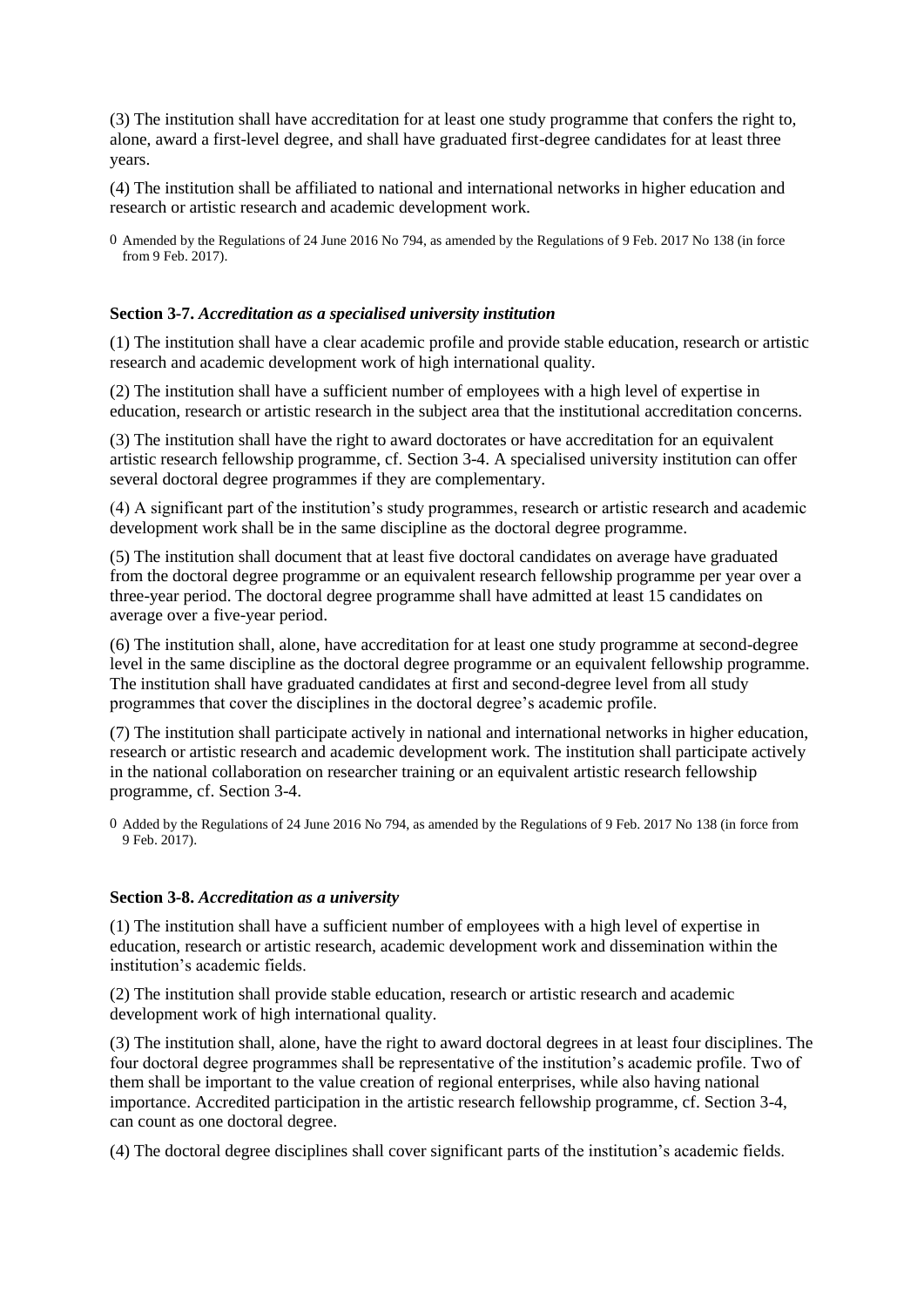(3) The institution shall have accreditation for at least one study programme that confers the right to, alone, award a first-level degree, and shall have graduated first-degree candidates for at least three years.

(4) The institution shall be affiliated to national and international networks in higher education and research or artistic research and academic development work.

0 Amended by the Regulations of 24 June 2016 No 794, as amended by the Regulations of 9 Feb. 2017 No 138 (in force from 9 Feb. 2017).

### Section 3-7. *Accreditation as a specialised university institution*

(1) The institution shall have a clear academic profile and provide stable education, research or artistic research and academic development work of high international quality.

(2) The institution shall have a sufficient number of employees with a high level of expertise in education, research or artistic research in the subject area that the institutional accreditation concerns.

(3) The institution shall have the right to award doctorates or have accreditation for an equivalent artistic research fellowship programme, cf. Section 3-4. A specialised university institution can offer several doctoral degree programmes if they are complementary.

(4) A significant part of the institution's study programmes, research or artistic research and academic development work shall be in the same discipline as the doctoral degree programme.

(5) The institution shall document that at least five doctoral candidates on average have graduated from the doctoral degree programme or an equivalent research fellowship programme per year over a three-year period. The doctoral degree programme shall have admitted at least 15 candidates on average over a five-year period.

(6) The institution shall, alone, have accreditation for at least one study programme at second-degree level in the same discipline as the doctoral degree programme or an equivalent fellowship programme. The institution shall have graduated candidates at first and second-degree level from all study programmes that cover the disciplines in the doctoral degree's academic profile.

(7) The institution shall participate actively in national and international networks in higher education, research or artistic research and academic development work. The institution shall participate actively in the national collaboration on researcher training or an equivalent artistic research fellowship programme, cf. Section 3-4.

0 Added by the Regulations of 24 June 2016 No 794, as amended by the Regulations of 9 Feb. 2017 No 138 (in force from 9 Feb. 2017).

### Section 3-8. *Accreditation as a university*

(1) The institution shall have a sufficient number of employees with a high level of expertise in education, research or artistic research, academic development work and dissemination within the institution's academic fields.

(2) The institution shall provide stable education, research or artistic research and academic development work of high international quality.

(3) The institution shall, alone, have the right to award doctoral degrees in at least four disciplines. The four doctoral degree programmes shall be representative of the institution's academic profile. Two of them shall be important to the value creation of regional enterprises, while also having national importance. Accredited participation in the artistic research fellowship programme, cf. Section 3-4, can count as one doctoral degree.

(4) The doctoral degree disciplines shall cover significant parts of the institution's academic fields.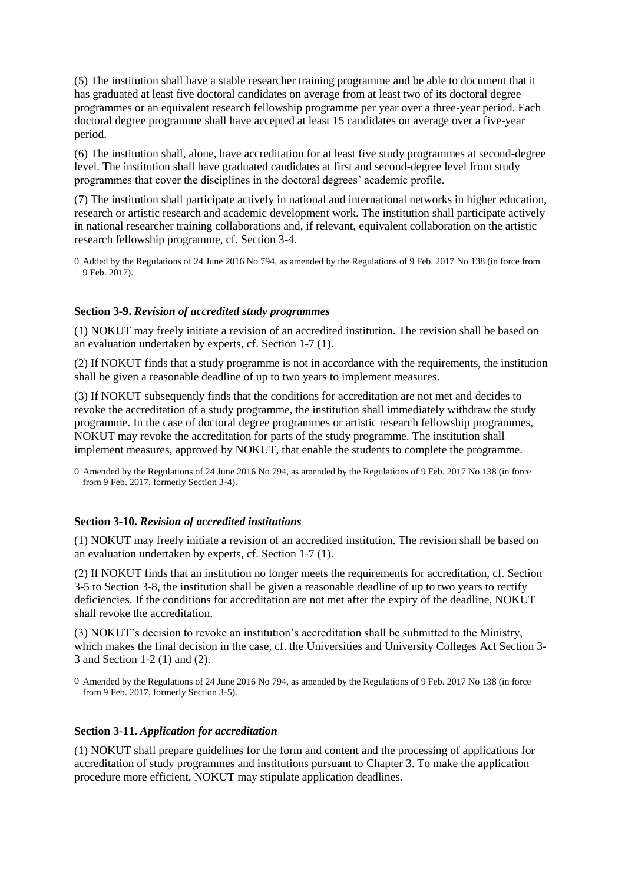(5) The institution shall have a stable researcher training programme and be able to document that it has graduated at least five doctoral candidates on average from at least two of its doctoral degree programmes or an equivalent research fellowship programme per year over a three-year period. Each doctoral degree programme shall have accepted at least 15 candidates on average over a five-year period.

(6) The institution shall, alone, have accreditation for at least five study programmes at second-degree level. The institution shall have graduated candidates at first and second-degree level from study programmes that cover the disciplines in the doctoral degrees' academic profile.

(7) The institution shall participate actively in national and international networks in higher education, research or artistic research and academic development work. The institution shall participate actively in national researcher training collaborations and, if relevant, equivalent collaboration on the artistic research fellowship programme, cf. Section 3-4.

0 Added by the Regulations of 24 June 2016 No 794, as amended by the Regulations of 9 Feb. 2017 No 138 (in force from 9 Feb. 2017).

### Section 3-9. *Revision of accredited study programmes*

(1) NOKUT may freely initiate a revision of an accredited institution. The revision shall be based on an evaluation undertaken by experts, cf. Section 1-7 (1).

(2) If NOKUT finds that a study programme is not in accordance with the requirements, the institution shall be given a reasonable deadline of up to two years to implement measures.

(3) If NOKUT subsequently finds that the conditions for accreditation are not met and decides to revoke the accreditation of a study programme, the institution shall immediately withdraw the study programme. In the case of doctoral degree programmes or artistic research fellowship programmes, NOKUT may revoke the accreditation for parts of the study programme. The institution shall implement measures, approved by NOKUT, that enable the students to complete the programme.

0 Amended by the Regulations of 24 June 2016 No 794, as amended by the Regulations of 9 Feb. 2017 No 138 (in force from 9 Feb. 2017, formerly Section 3-4).

### Section 3-10. *Revision of accredited institutions*

(1) NOKUT may freely initiate a revision of an accredited institution. The revision shall be based on an evaluation undertaken by experts, cf. Section 1-7 (1).

(2) If NOKUT finds that an institution no longer meets the requirements for accreditation, cf. Section 3-5 to Section 3-8, the institution shall be given a reasonable deadline of up to two years to rectify deficiencies. If the conditions for accreditation are not met after the expiry of the deadline, NOKUT shall revoke the accreditation.

(3) NOKUT's decision to revoke an institution's accreditation shall be submitted to the Ministry, which makes the final decision in the case, cf. the Universities and University Colleges Act Section 3-3 and Section 1-2 (1) and (2).

0 Amended by the Regulations of 24 June 2016 No 794, as amended by the Regulations of 9 Feb. 2017 No 138 (in force from 9 Feb. 2017, formerly Section 3-5).

### Section 3-11. *Application for accreditation*

(1) NOKUT shall prepare guidelines for the form and content and the processing of applications for accreditation of study programmes and institutions pursuant to Chapter 3. To make the application procedure more efficient, NOKUT may stipulate application deadlines.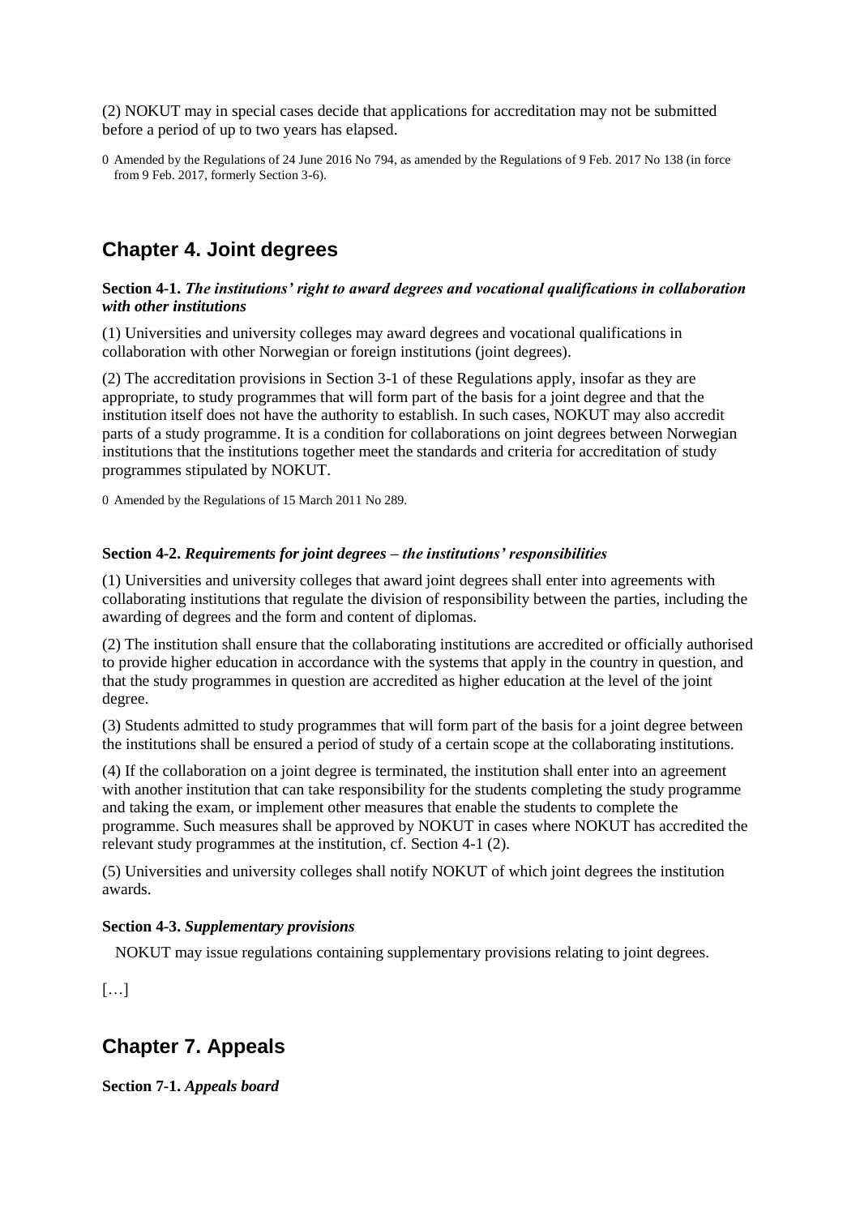(2) NOKUT may in special cases decide that applications for accreditation may not be submitted before a period of up to two years has elapsed.

0 Amended by the Regulations of 24 June 2016 No 794, as amended by the Regulations of 9 Feb. 2017 No 138 (in force from 9 Feb. 2017, formerly Section 3-6).

## Chapter 4. Joint degrees

**Section 4-1.** ***The institutions' right to award degrees and vocational qualifications in collaboration with other institutions***

(1) Universities and university colleges may award degrees and vocational qualifications in collaboration with other Norwegian or foreign institutions (joint degrees).

(2) The accreditation provisions in Section 3-1 of these Regulations apply, insofar as they are appropriate, to study programmes that will form part of the basis for a joint degree and that the institution itself does not have the authority to establish. In such cases, NOKUT may also accredit parts of a study programme. It is a condition for collaborations on joint degrees between Norwegian institutions that the institutions together meet the standards and criteria for accreditation of study programmes stipulated by NOKUT.

0 Amended by the Regulations of 15 March 2011 No 289.

**Section 4-2.** ***Requirements for joint degrees – the institutions' responsibilities***

(1) Universities and university colleges that award joint degrees shall enter into agreements with collaborating institutions that regulate the division of responsibility between the parties, including the awarding of degrees and the form and content of diplomas.

(2) The institution shall ensure that the collaborating institutions are accredited or officially authorised to provide higher education in accordance with the systems that apply in the country in question, and that the study programmes in question are accredited as higher education at the level of the joint degree.

(3) Students admitted to study programmes that will form part of the basis for a joint degree between the institutions shall be ensured a period of study of a certain scope at the collaborating institutions.

(4) If the collaboration on a joint degree is terminated, the institution shall enter into an agreement with another institution that can take responsibility for the students completing the study programme and taking the exam, or implement other measures that enable the students to complete the programme. Such measures shall be approved by NOKUT in cases where NOKUT has accredited the relevant study programmes at the institution, cf. Section 4-1 (2).

(5) Universities and university colleges shall notify NOKUT of which joint degrees the institution awards.

**Section 4-3.** ***Supplementary provisions***

NOKUT may issue regulations containing supplementary provisions relating to joint degrees.

[…]

## Chapter 7. Appeals

**Section 7-1.** ***Appeals board***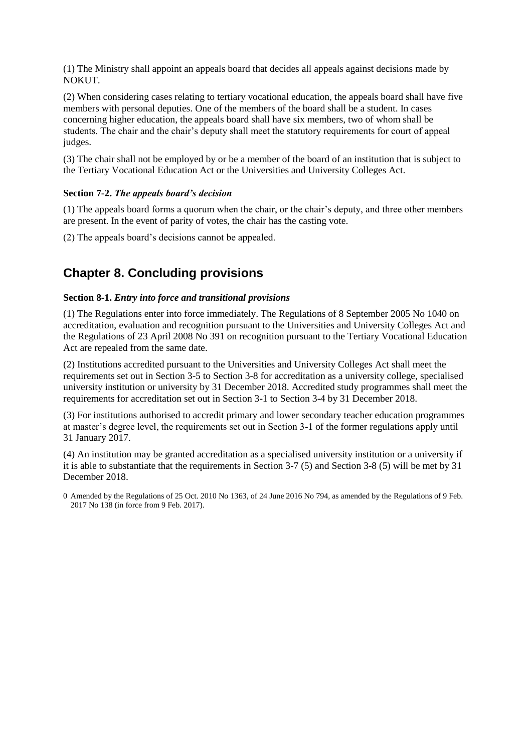(1) The Ministry shall appoint an appeals board that decides all appeals against decisions made by NOKUT.

(2) When considering cases relating to tertiary vocational education, the appeals board shall have five members with personal deputies. One of the members of the board shall be a student. In cases concerning higher education, the appeals board shall have six members, two of whom shall be students. The chair and the chair's deputy shall meet the statutory requirements for court of appeal judges.

(3) The chair shall not be employed by or be a member of the board of an institution that is subject to the Tertiary Vocational Education Act or the Universities and University Colleges Act.

**Section 7-2.** ***The appeals board's decision***

(1) The appeals board forms a quorum when the chair, or the chair's deputy, and three other members are present. In the event of parity of votes, the chair has the casting vote.

(2) The appeals board's decisions cannot be appealed.

## Chapter 8. Concluding provisions

**Section 8-1.** ***Entry into force and transitional provisions***

(1) The Regulations enter into force immediately. The Regulations of 8 September 2005 No 1040 on accreditation, evaluation and recognition pursuant to the Universities and University Colleges Act and the Regulations of 23 April 2008 No 391 on recognition pursuant to the Tertiary Vocational Education Act are repealed from the same date.

(2) Institutions accredited pursuant to the Universities and University Colleges Act shall meet the requirements set out in Section 3-5 to Section 3-8 for accreditation as a university college, specialised university institution or university by 31 December 2018. Accredited study programmes shall meet the requirements for accreditation set out in Section 3-1 to Section 3-4 by 31 December 2018.

(3) For institutions authorised to accredit primary and lower secondary teacher education programmes at master's degree level, the requirements set out in Section 3-1 of the former regulations apply until 31 January 2017.

(4) An institution may be granted accreditation as a specialised university institution or a university if it is able to substantiate that the requirements in Section 3-7 (5) and Section 3-8 (5) will be met by 31 December 2018.

0 Amended by the Regulations of 25 Oct. 2010 No 1363, of 24 June 2016 No 794, as amended by the Regulations of 9 Feb. 2017 No 138 (in force from 9 Feb. 2017).